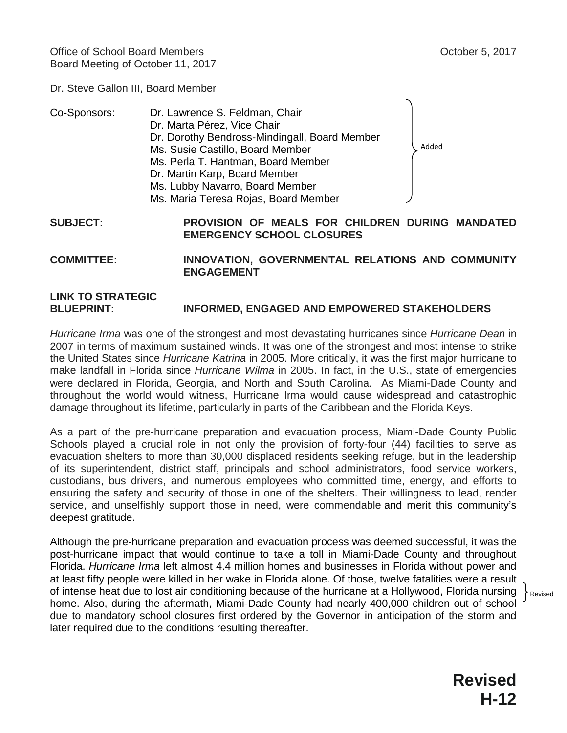Office of School Board Members
Board Meeting of October 11, 2017

October 5, 2017

Dr. Steve Gallon III, Board Member

Co-Sponsors:
Dr. Lawrence S. Feldman, Chair
Dr. Marta Pérez, Vice Chair
Dr. Dorothy Bendross-Mindingall, Board Member
Ms. Susie Castillo, Board Member
Ms. Perla T. Hantman, Board Member
Dr. Martin Karp, Board Member
Ms. Lubby Navarro, Board Member
Ms. Maria Teresa Rojas, Board Member

Added

**SUBJECT: PROVISION OF MEALS FOR CHILDREN DURING MANDATED EMERGENCY SCHOOL CLOSURES**

**COMMITTEE: INNOVATION, GOVERNMENTAL RELATIONS AND COMMUNITY ENGAGEMENT**

**LINK TO STRATEGIC BLUEPRINT: INFORMED, ENGAGED AND EMPOWERED STAKEHOLDERS**

*Hurricane Irma* was one of the strongest and most devastating hurricanes since *Hurricane Dean* in 2007 in terms of maximum sustained winds. It was one of the strongest and most intense to strike the United States since *Hurricane Katrina* in 2005. More critically, it was the first major hurricane to make landfall in Florida since *Hurricane Wilma* in 2005. In fact, in the U.S., state of emergencies were declared in Florida, Georgia, and North and South Carolina. As Miami-Dade County and throughout the world would witness, Hurricane Irma would cause widespread and catastrophic damage throughout its lifetime, particularly in parts of the Caribbean and the Florida Keys.

As a part of the pre-hurricane preparation and evacuation process, Miami-Dade County Public Schools played a crucial role in not only the provision of forty-four (44) facilities to serve as evacuation shelters to more than 30,000 displaced residents seeking refuge, but in the leadership of its superintendent, district staff, principals and school administrators, food service workers, custodians, bus drivers, and numerous employees who committed time, energy, and efforts to ensuring the safety and security of those in one of the shelters. Their willingness to lead, render service, and unselfishly support those in need, were commendable and merit this community's deepest gratitude.

Although the pre-hurricane preparation and evacuation process was deemed successful, it was the post-hurricane impact that would continue to take a toll in Miami-Dade County and throughout Florida. *Hurricane Irma* left almost 4.4 million homes and businesses in Florida without power and at least fifty people were killed in her wake in Florida alone. Of those, twelve fatalities were a result of intense heat due to lost air conditioning because of the hurricane at a Hollywood, Florida nursing home. Also, during the aftermath, Miami-Dade County had nearly 400,000 children out of school due to mandatory school closures first ordered by the Governor in anticipation of the storm and later required due to the conditions resulting thereafter.

Revised

**Revised H-12**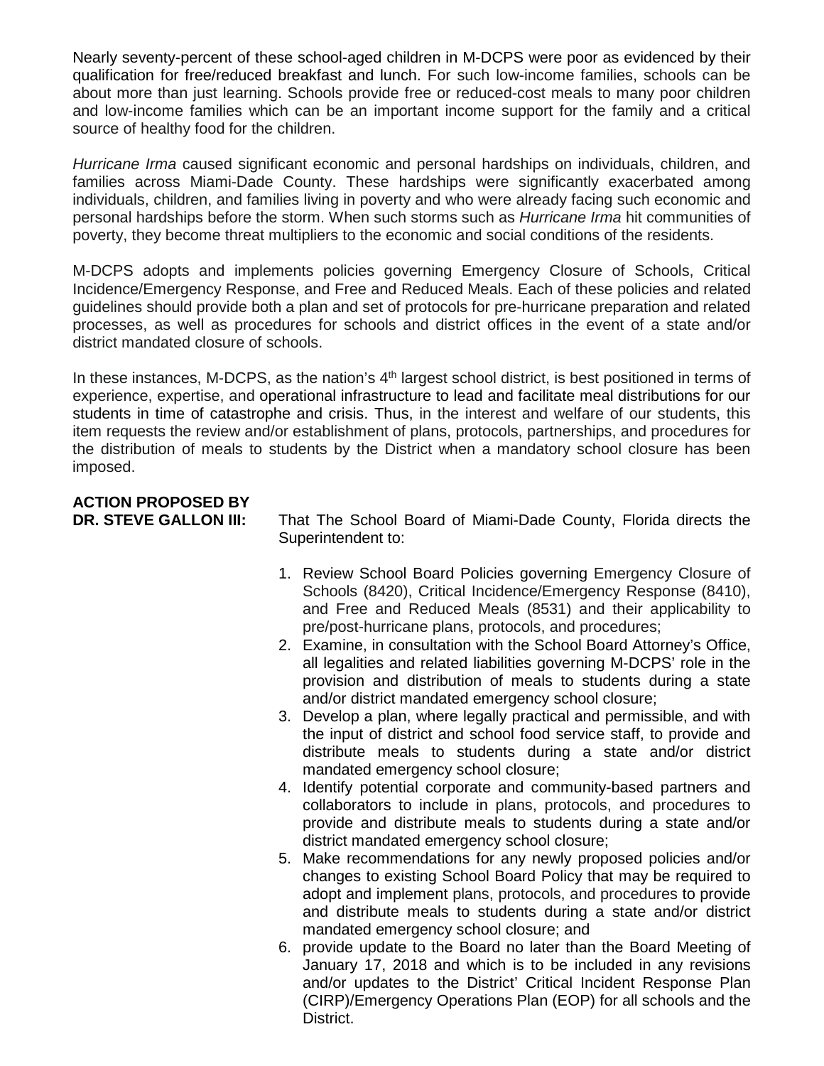Nearly seventy-percent of these school-aged children in M-DCPS were poor as evidenced by their qualification for free/reduced breakfast and lunch. For such low-income families, schools can be about more than just learning. Schools provide free or reduced-cost meals to many poor children and low-income families which can be an important income support for the family and a critical source of healthy food for the children.

*Hurricane Irma* caused significant economic and personal hardships on individuals, children, and families across Miami-Dade County. These hardships were significantly exacerbated among individuals, children, and families living in poverty and who were already facing such economic and personal hardships before the storm. When such storms such as *Hurricane Irma* hit communities of poverty, they become threat multipliers to the economic and social conditions of the residents.

M-DCPS adopts and implements policies governing Emergency Closure of Schools, Critical Incidence/Emergency Response, and Free and Reduced Meals. Each of these policies and related guidelines should provide both a plan and set of protocols for pre-hurricane preparation and related processes, as well as procedures for schools and district offices in the event of a state and/or district mandated closure of schools.

In these instances, M-DCPS, as the nation's 4th largest school district, is best positioned in terms of experience, expertise, and operational infrastructure to lead and facilitate meal distributions for our students in time of catastrophe and crisis. Thus, in the interest and welfare of our students, this item requests the review and/or establishment of plans, protocols, partnerships, and procedures for the distribution of meals to students by the District when a mandatory school closure has been imposed.

**ACTION PROPOSED BY DR. STEVE GALLON III:** That The School Board of Miami-Dade County, Florida directs the Superintendent to:

1. Review School Board Policies governing Emergency Closure of Schools (8420), Critical Incidence/Emergency Response (8410), and Free and Reduced Meals (8531) and their applicability to pre/post-hurricane plans, protocols, and procedures;
2. Examine, in consultation with the School Board Attorney's Office, all legalities and related liabilities governing M-DCPS' role in the provision and distribution of meals to students during a state and/or district mandated emergency school closure;
3. Develop a plan, where legally practical and permissible, and with the input of district and school food service staff, to provide and distribute meals to students during a state and/or district mandated emergency school closure;
4. Identify potential corporate and community-based partners and collaborators to include in plans, protocols, and procedures to provide and distribute meals to students during a state and/or district mandated emergency school closure;
5. Make recommendations for any newly proposed policies and/or changes to existing School Board Policy that may be required to adopt and implement plans, protocols, and procedures to provide and distribute meals to students during a state and/or district mandated emergency school closure; and
6. provide update to the Board no later than the Board Meeting of January 17, 2018 and which is to be included in any revisions and/or updates to the District' Critical Incident Response Plan (CIRP)/Emergency Operations Plan (EOP) for all schools and the District.